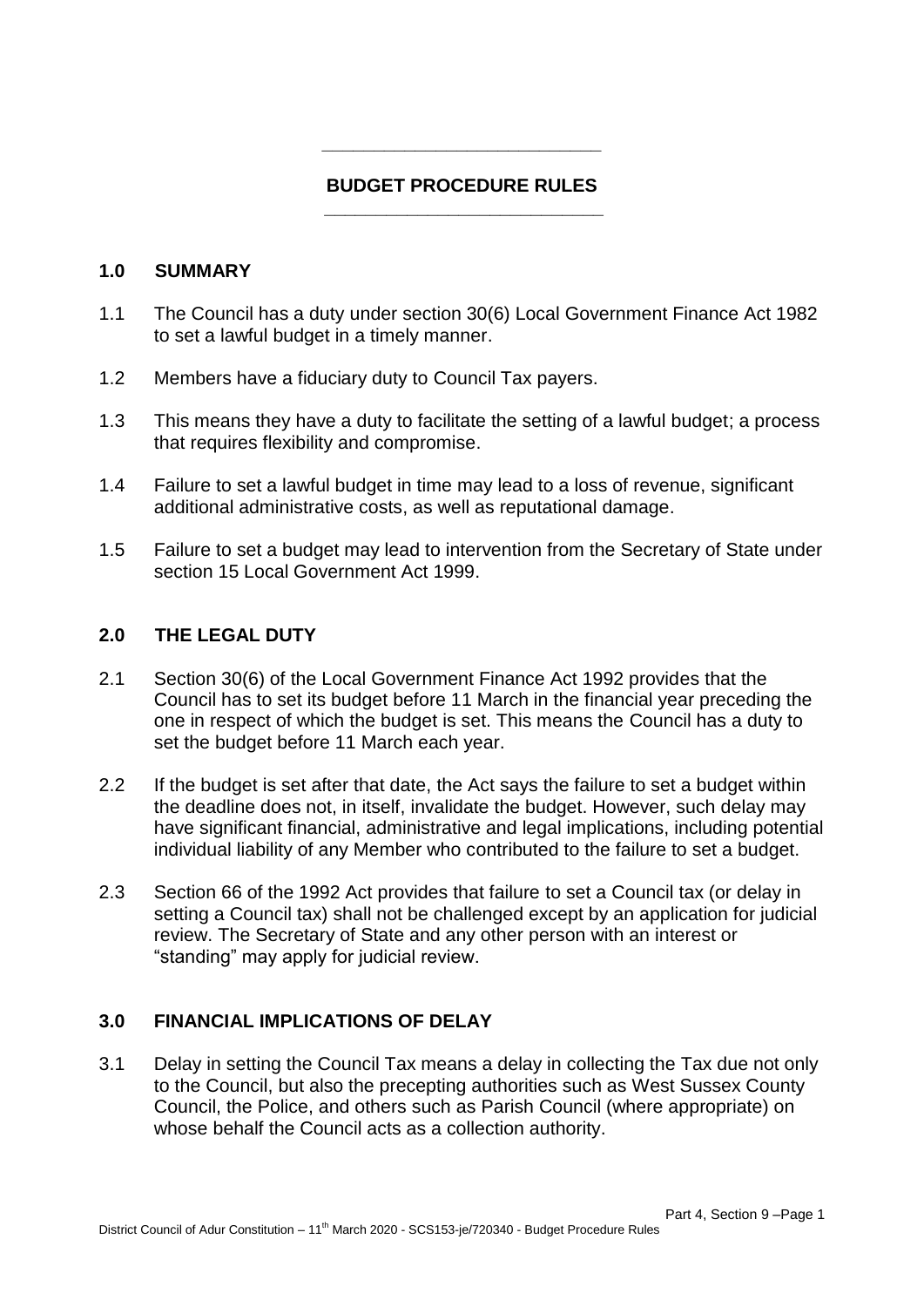# BUDGET PROCEDURE RULES

## 1.0 SUMMARY

1.1 The Council has a duty under section 30(6) Local Government Finance Act 1982 to set a lawful budget in a timely manner.

1.2 Members have a fiduciary duty to Council Tax payers.

1.3 This means they have a duty to facilitate the setting of a lawful budget; a process that requires flexibility and compromise.

1.4 Failure to set a lawful budget in time may lead to a loss of revenue, significant additional administrative costs, as well as reputational damage.

1.5 Failure to set a budget may lead to intervention from the Secretary of State under section 15 Local Government Act 1999.

## 2.0 THE LEGAL DUTY

2.1 Section 30(6) of the Local Government Finance Act 1992 provides that the Council has to set its budget before 11 March in the financial year preceding the one in respect of which the budget is set. This means the Council has a duty to set the budget before 11 March each year.

2.2 If the budget is set after that date, the Act says the failure to set a budget within the deadline does not, in itself, invalidate the budget. However, such delay may have significant financial, administrative and legal implications, including potential individual liability of any Member who contributed to the failure to set a budget.

2.3 Section 66 of the 1992 Act provides that failure to set a Council tax (or delay in setting a Council tax) shall not be challenged except by an application for judicial review. The Secretary of State and any other person with an interest or "standing" may apply for judicial review.

## 3.0 FINANCIAL IMPLICATIONS OF DELAY

3.1 Delay in setting the Council Tax means a delay in collecting the Tax due not only to the Council, but also the precepting authorities such as West Sussex County Council, the Police, and others such as Parish Council (where appropriate) on whose behalf the Council acts as a collection authority.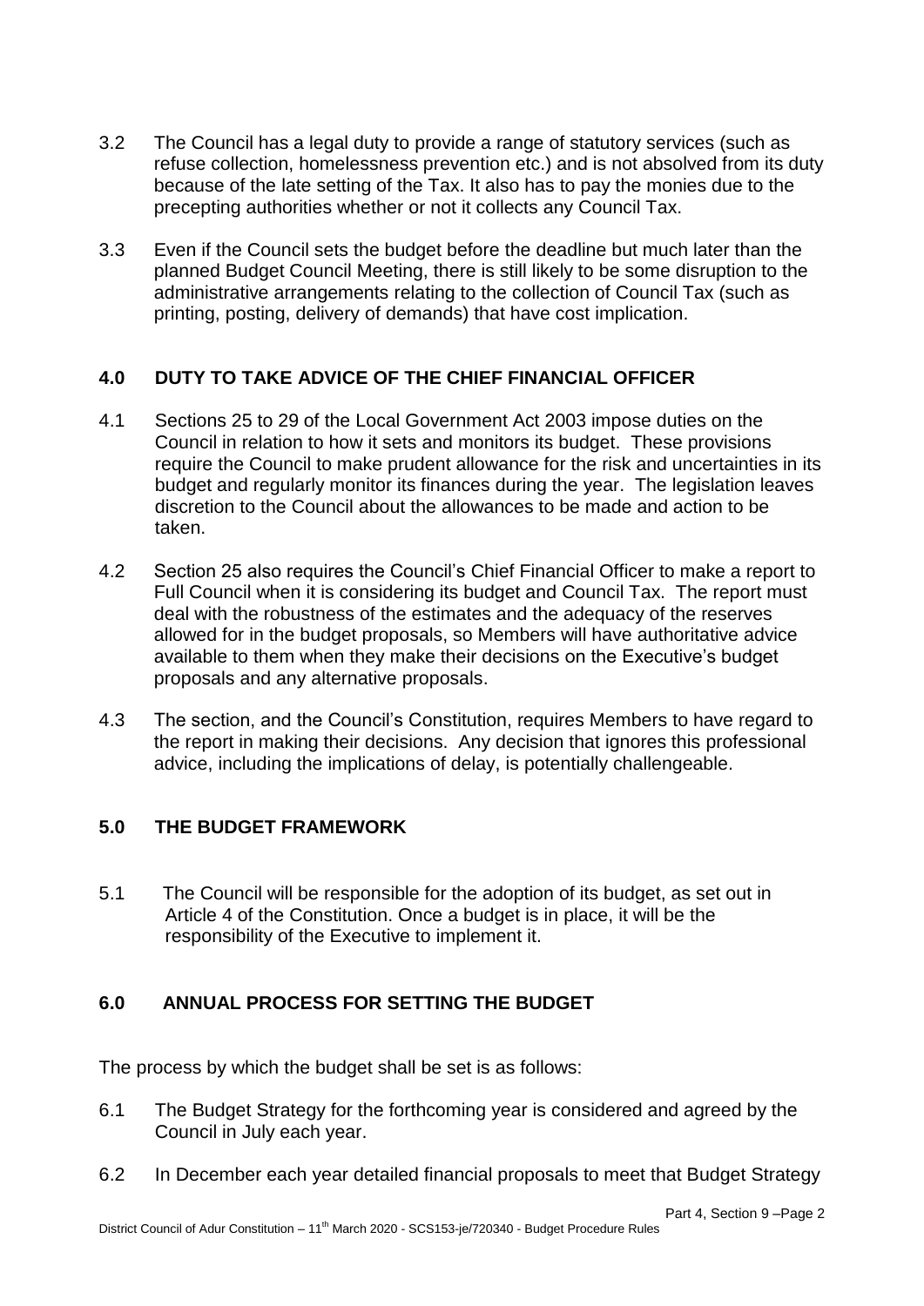3.2 The Council has a legal duty to provide a range of statutory services (such as refuse collection, homelessness prevention etc.) and is not absolved from its duty because of the late setting of the Tax. It also has to pay the monies due to the precepting authorities whether or not it collects any Council Tax.

3.3 Even if the Council sets the budget before the deadline but much later than the planned Budget Council Meeting, there is still likely to be some disruption to the administrative arrangements relating to the collection of Council Tax (such as printing, posting, delivery of demands) that have cost implication.

## 4.0 DUTY TO TAKE ADVICE OF THE CHIEF FINANCIAL OFFICER

4.1 Sections 25 to 29 of the Local Government Act 2003 impose duties on the Council in relation to how it sets and monitors its budget. These provisions require the Council to make prudent allowance for the risk and uncertainties in its budget and regularly monitor its finances during the year. The legislation leaves discretion to the Council about the allowances to be made and action to be taken.

4.2 Section 25 also requires the Council's Chief Financial Officer to make a report to Full Council when it is considering its budget and Council Tax. The report must deal with the robustness of the estimates and the adequacy of the reserves allowed for in the budget proposals, so Members will have authoritative advice available to them when they make their decisions on the Executive's budget proposals and any alternative proposals.

4.3 The section, and the Council's Constitution, requires Members to have regard to the report in making their decisions. Any decision that ignores this professional advice, including the implications of delay, is potentially challengeable.

## 5.0 THE BUDGET FRAMEWORK

5.1 The Council will be responsible for the adoption of its budget, as set out in Article 4 of the Constitution. Once a budget is in place, it will be the responsibility of the Executive to implement it.

## 6.0 ANNUAL PROCESS FOR SETTING THE BUDGET

The process by which the budget shall be set is as follows:

6.1 The Budget Strategy for the forthcoming year is considered and agreed by the Council in July each year.

6.2 In December each year detailed financial proposals to meet that Budget Strategy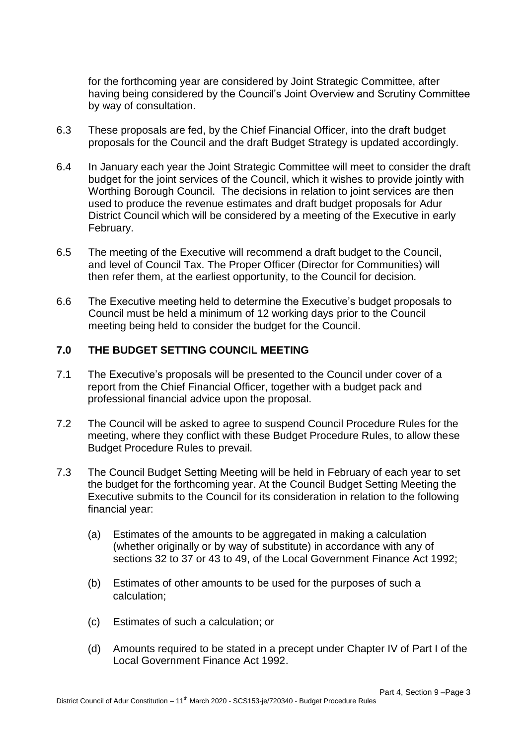for the forthcoming year are considered by Joint Strategic Committee, after having being considered by the Council's Joint Overview and Scrutiny Committee by way of consultation.

6.3 These proposals are fed, by the Chief Financial Officer, into the draft budget proposals for the Council and the draft Budget Strategy is updated accordingly.

6.4 In January each year the Joint Strategic Committee will meet to consider the draft budget for the joint services of the Council, which it wishes to provide jointly with Worthing Borough Council. The decisions in relation to joint services are then used to produce the revenue estimates and draft budget proposals for Adur District Council which will be considered by a meeting of the Executive in early February.

6.5 The meeting of the Executive will recommend a draft budget to the Council, and level of Council Tax. The Proper Officer (Director for Communities) will then refer them, at the earliest opportunity, to the Council for decision.

6.6 The Executive meeting held to determine the Executive's budget proposals to Council must be held a minimum of 12 working days prior to the Council meeting being held to consider the budget for the Council.

## 7.0 THE BUDGET SETTING COUNCIL MEETING

7.1 The Executive's proposals will be presented to the Council under cover of a report from the Chief Financial Officer, together with a budget pack and professional financial advice upon the proposal.

7.2 The Council will be asked to agree to suspend Council Procedure Rules for the meeting, where they conflict with these Budget Procedure Rules, to allow these Budget Procedure Rules to prevail.

7.3 The Council Budget Setting Meeting will be held in February of each year to set the budget for the forthcoming year. At the Council Budget Setting Meeting the Executive submits to the Council for its consideration in relation to the following financial year:

(a) Estimates of the amounts to be aggregated in making a calculation (whether originally or by way of substitute) in accordance with any of sections 32 to 37 or 43 to 49, of the Local Government Finance Act 1992;

(b) Estimates of other amounts to be used for the purposes of such a calculation;

(c) Estimates of such a calculation; or

(d) Amounts required to be stated in a precept under Chapter IV of Part I of the Local Government Finance Act 1992.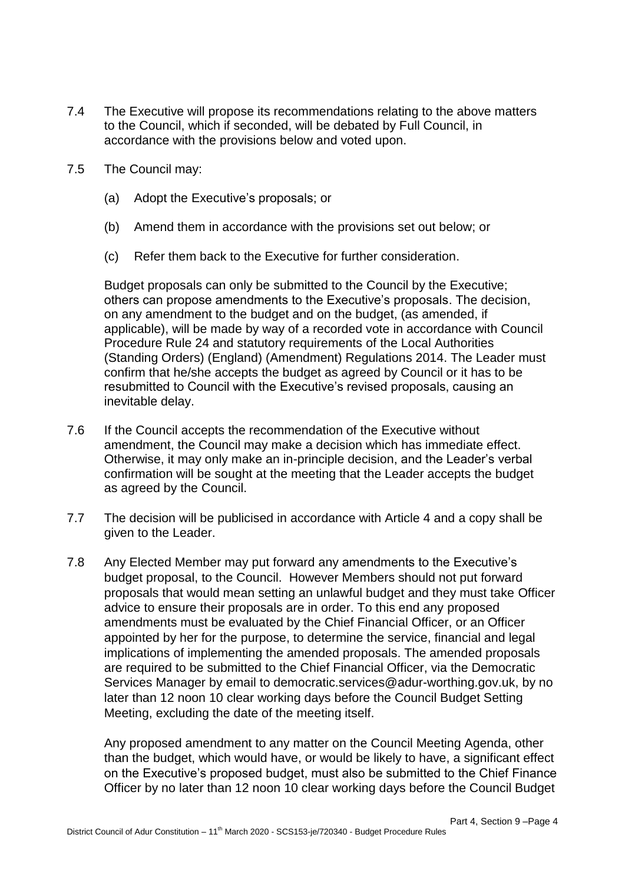7.4 The Executive will propose its recommendations relating to the above matters to the Council, which if seconded, will be debated by Full Council, in accordance with the provisions below and voted upon.

7.5 The Council may:

   (a) Adopt the Executive's proposals; or

   (b) Amend them in accordance with the provisions set out below; or

   (c) Refer them back to the Executive for further consideration.

   Budget proposals can only be submitted to the Council by the Executive; others can propose amendments to the Executive's proposals. The decision, on any amendment to the budget and on the budget, (as amended, if applicable), will be made by way of a recorded vote in accordance with Council Procedure Rule 24 and statutory requirements of the Local Authorities (Standing Orders) (England) (Amendment) Regulations 2014. The Leader must confirm that he/she accepts the budget as agreed by Council or it has to be resubmitted to Council with the Executive's revised proposals, causing an inevitable delay.

7.6 If the Council accepts the recommendation of the Executive without amendment, the Council may make a decision which has immediate effect. Otherwise, it may only make an in-principle decision, and the Leader's verbal confirmation will be sought at the meeting that the Leader accepts the budget as agreed by the Council.

7.7 The decision will be publicised in accordance with Article 4 and a copy shall be given to the Leader.

7.8 Any Elected Member may put forward any amendments to the Executive's budget proposal, to the Council. However Members should not put forward proposals that would mean setting an unlawful budget and they must take Officer advice to ensure their proposals are in order. To this end any proposed amendments must be evaluated by the Chief Financial Officer, or an Officer appointed by her for the purpose, to determine the service, financial and legal implications of implementing the amended proposals. The amended proposals are required to be submitted to the Chief Financial Officer, via the Democratic Services Manager by email to democratic.services@adur-worthing.gov.uk, by no later than 12 noon 10 clear working days before the Council Budget Setting Meeting, excluding the date of the meeting itself.

   Any proposed amendment to any matter on the Council Meeting Agenda, other than the budget, which would have, or would be likely to have, a significant effect on the Executive's proposed budget, must also be submitted to the Chief Finance Officer by no later than 12 noon 10 clear working days before the Council Budget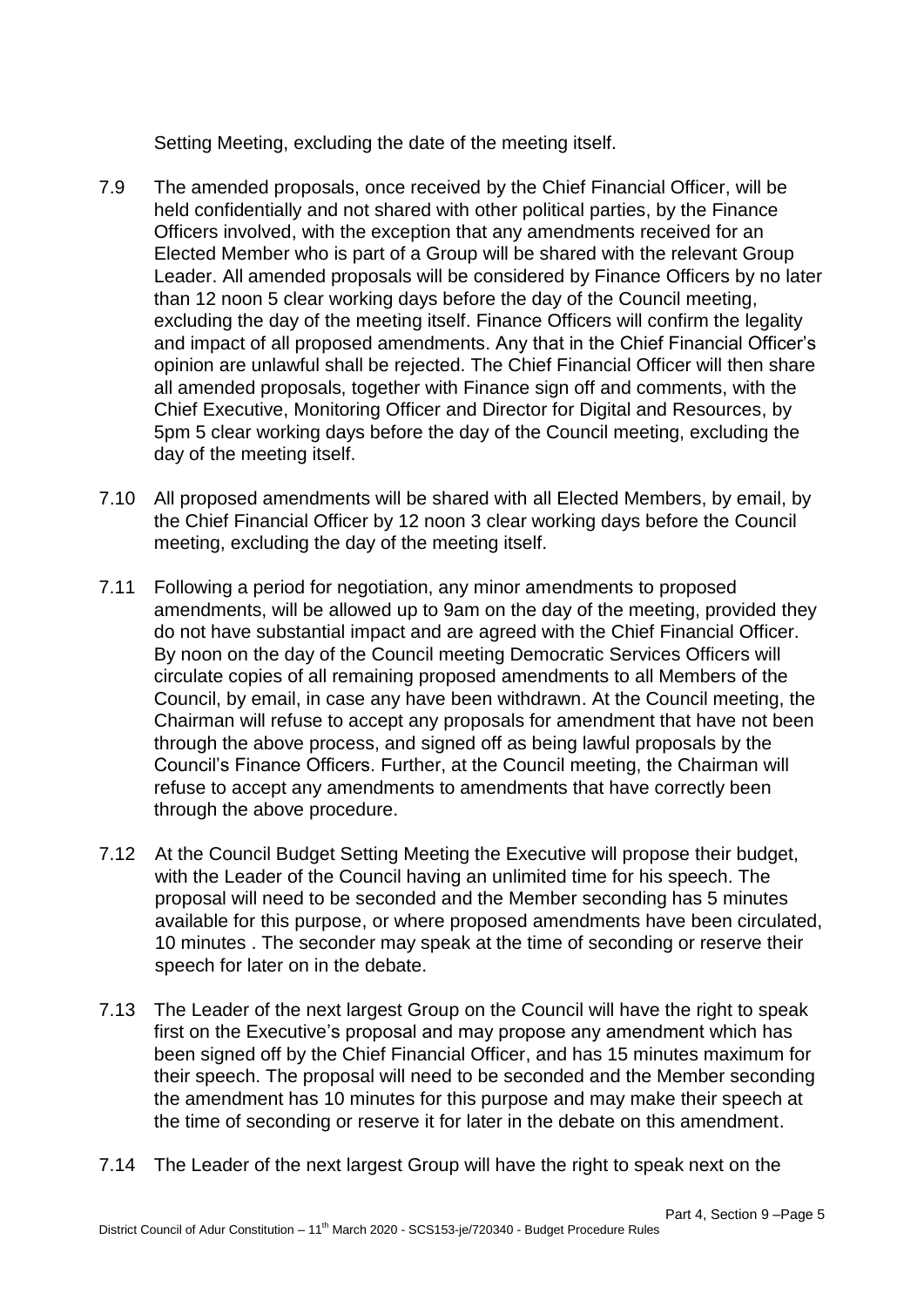Setting Meeting, excluding the date of the meeting itself.

7.9 The amended proposals, once received by the Chief Financial Officer, will be held confidentially and not shared with other political parties, by the Finance Officers involved, with the exception that any amendments received for an Elected Member who is part of a Group will be shared with the relevant Group Leader. All amended proposals will be considered by Finance Officers by no later than 12 noon 5 clear working days before the day of the Council meeting, excluding the day of the meeting itself. Finance Officers will confirm the legality and impact of all proposed amendments. Any that in the Chief Financial Officer's opinion are unlawful shall be rejected. The Chief Financial Officer will then share all amended proposals, together with Finance sign off and comments, with the Chief Executive, Monitoring Officer and Director for Digital and Resources, by 5pm 5 clear working days before the day of the Council meeting, excluding the day of the meeting itself.

7.10 All proposed amendments will be shared with all Elected Members, by email, by the Chief Financial Officer by 12 noon 3 clear working days before the Council meeting, excluding the day of the meeting itself.

7.11 Following a period for negotiation, any minor amendments to proposed amendments, will be allowed up to 9am on the day of the meeting, provided they do not have substantial impact and are agreed with the Chief Financial Officer. By noon on the day of the Council meeting Democratic Services Officers will circulate copies of all remaining proposed amendments to all Members of the Council, by email, in case any have been withdrawn. At the Council meeting, the Chairman will refuse to accept any proposals for amendment that have not been through the above process, and signed off as being lawful proposals by the Council's Finance Officers. Further, at the Council meeting, the Chairman will refuse to accept any amendments to amendments that have correctly been through the above procedure.

7.12 At the Council Budget Setting Meeting the Executive will propose their budget, with the Leader of the Council having an unlimited time for his speech. The proposal will need to be seconded and the Member seconding has 5 minutes available for this purpose, or where proposed amendments have been circulated, 10 minutes . The seconder may speak at the time of seconding or reserve their speech for later on in the debate.

7.13 The Leader of the next largest Group on the Council will have the right to speak first on the Executive's proposal and may propose any amendment which has been signed off by the Chief Financial Officer, and has 15 minutes maximum for their speech. The proposal will need to be seconded and the Member seconding the amendment has 10 minutes for this purpose and may make their speech at the time of seconding or reserve it for later in the debate on this amendment.

7.14 The Leader of the next largest Group will have the right to speak next on the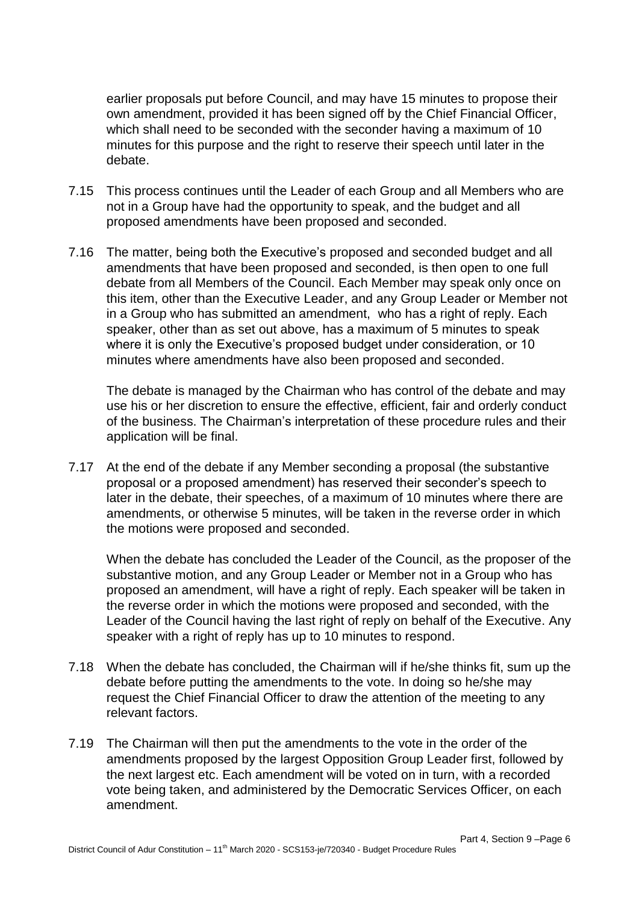earlier proposals put before Council, and may have 15 minutes to propose their own amendment, provided it has been signed off by the Chief Financial Officer, which shall need to be seconded with the seconder having a maximum of 10 minutes for this purpose and the right to reserve their speech until later in the debate.

7.15 This process continues until the Leader of each Group and all Members who are not in a Group have had the opportunity to speak, and the budget and all proposed amendments have been proposed and seconded.

7.16 The matter, being both the Executive's proposed and seconded budget and all amendments that have been proposed and seconded, is then open to one full debate from all Members of the Council. Each Member may speak only once on this item, other than the Executive Leader, and any Group Leader or Member not in a Group who has submitted an amendment, who has a right of reply. Each speaker, other than as set out above, has a maximum of 5 minutes to speak where it is only the Executive's proposed budget under consideration, or 10 minutes where amendments have also been proposed and seconded.

The debate is managed by the Chairman who has control of the debate and may use his or her discretion to ensure the effective, efficient, fair and orderly conduct of the business. The Chairman's interpretation of these procedure rules and their application will be final.

7.17 At the end of the debate if any Member seconding a proposal (the substantive proposal or a proposed amendment) has reserved their seconder's speech to later in the debate, their speeches, of a maximum of 10 minutes where there are amendments, or otherwise 5 minutes, will be taken in the reverse order in which the motions were proposed and seconded.

When the debate has concluded the Leader of the Council, as the proposer of the substantive motion, and any Group Leader or Member not in a Group who has proposed an amendment, will have a right of reply. Each speaker will be taken in the reverse order in which the motions were proposed and seconded, with the Leader of the Council having the last right of reply on behalf of the Executive. Any speaker with a right of reply has up to 10 minutes to respond.

7.18 When the debate has concluded, the Chairman will if he/she thinks fit, sum up the debate before putting the amendments to the vote. In doing so he/she may request the Chief Financial Officer to draw the attention of the meeting to any relevant factors.

7.19 The Chairman will then put the amendments to the vote in the order of the amendments proposed by the largest Opposition Group Leader first, followed by the next largest etc. Each amendment will be voted on in turn, with a recorded vote being taken, and administered by the Democratic Services Officer, on each amendment.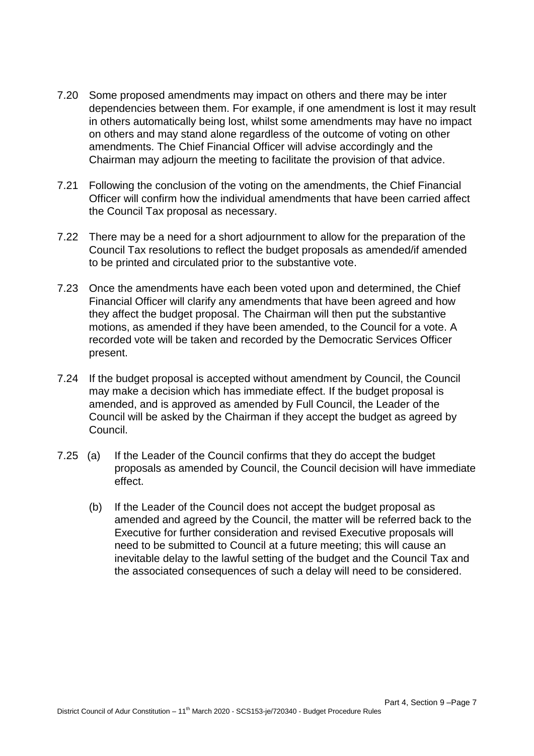7.20 Some proposed amendments may impact on others and there may be inter dependencies between them. For example, if one amendment is lost it may result in others automatically being lost, whilst some amendments may have no impact on others and may stand alone regardless of the outcome of voting on other amendments. The Chief Financial Officer will advise accordingly and the Chairman may adjourn the meeting to facilitate the provision of that advice.

7.21 Following the conclusion of the voting on the amendments, the Chief Financial Officer will confirm how the individual amendments that have been carried affect the Council Tax proposal as necessary.

7.22 There may be a need for a short adjournment to allow for the preparation of the Council Tax resolutions to reflect the budget proposals as amended/if amended to be printed and circulated prior to the substantive vote.

7.23 Once the amendments have each been voted upon and determined, the Chief Financial Officer will clarify any amendments that have been agreed and how they affect the budget proposal. The Chairman will then put the substantive motions, as amended if they have been amended, to the Council for a vote. A recorded vote will be taken and recorded by the Democratic Services Officer present.

7.24 If the budget proposal is accepted without amendment by Council, the Council may make a decision which has immediate effect. If the budget proposal is amended, and is approved as amended by Full Council, the Leader of the Council will be asked by the Chairman if they accept the budget as agreed by Council.

7.25 (a) If the Leader of the Council confirms that they do accept the budget proposals as amended by Council, the Council decision will have immediate effect.

(b) If the Leader of the Council does not accept the budget proposal as amended and agreed by the Council, the matter will be referred back to the Executive for further consideration and revised Executive proposals will need to be submitted to Council at a future meeting; this will cause an inevitable delay to the lawful setting of the budget and the Council Tax and the associated consequences of such a delay will need to be considered.